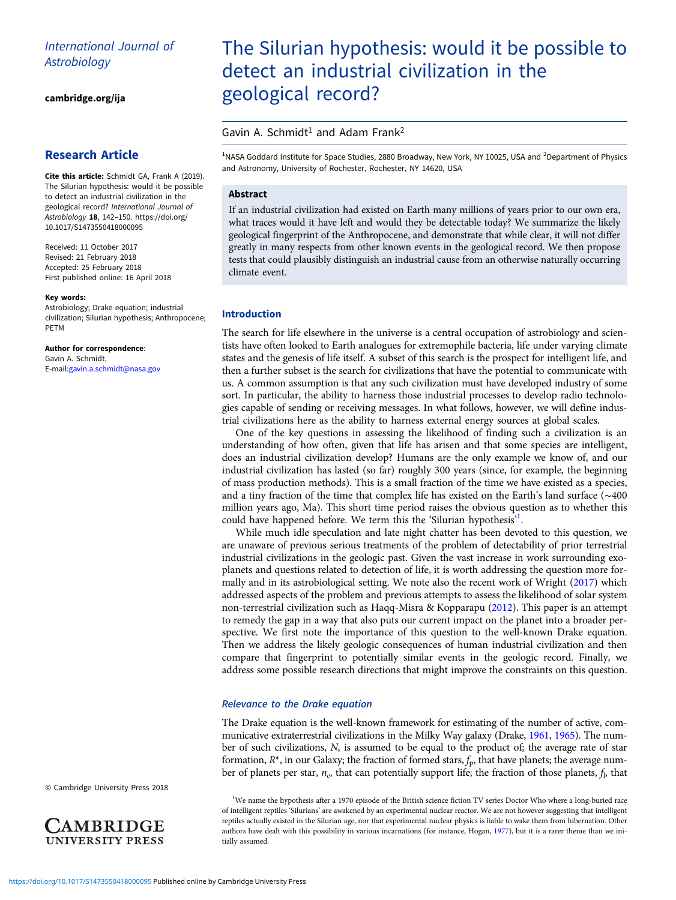International Journal of Astrobiology

cambridge.org/ija

# The Silurian hypothesis: would it be possible to detect an industrial civilization in the geological record?

Gavin A. Schmidt[1] and Adam Frank[2]

[1]NASA Goddard Institute for Space Studies, 2880 Broadway, New York, NY 10025, USA and [2]Department of Physics and Astronomy, University of Rochester, Rochester, NY 14620, USA

## Research Article

**Cite this article:** Schmidt GA, Frank A (2019). The Silurian hypothesis: would it be possible to detect an industrial civilization in the geological record? *International Journal of Astrobiology* **18**, 142–150. https://doi.org/10.1017/S1473550418000095

Received: 11 October 2017
Revised: 21 February 2018
Accepted: 25 February 2018
First published online: 16 April 2018

**Key words:**
Astrobiology; Drake equation; industrial civilization; Silurian hypothesis; Anthropocene; PETM

**Author for correspondence**:
Gavin A. Schmidt,
E-mail: gavin.a.schmidt@nasa.gov

## Abstract

If an industrial civilization had existed on Earth many millions of years prior to our own era, what traces would it have left and would they be detectable today? We summarize the likely geological fingerprint of the Anthropocene, and demonstrate that while clear, it will not differ greatly in many respects from other known events in the geological record. We then propose tests that could plausibly distinguish an industrial cause from an otherwise naturally occurring climate event.

## Introduction

The search for life elsewhere in the universe is a central occupation of astrobiology and scientists have often looked to Earth analogues for extremophile bacteria, life under varying climate states and the genesis of life itself. A subset of this search is the prospect for intelligent life, and then a further subset is the search for civilizations that have the potential to communicate with us. A common assumption is that any such civilization must have developed industry of some sort. In particular, the ability to harness those industrial processes to develop radio technologies capable of sending or receiving messages. In what follows, however, we will define industrial civilizations here as the ability to harness external energy sources at global scales.

One of the key questions in assessing the likelihood of finding such a civilization is an understanding of how often, given that life has arisen and that some species are intelligent, does an industrial civilization develop? Humans are the only example we know of, and our industrial civilization has lasted (so far) roughly 300 years (since, for example, the beginning of mass production methods). This is a small fraction of the time we have existed as a species, and a tiny fraction of the time that complex life has existed on the Earth's land surface (∼400 million years ago, Ma). This short time period raises the obvious question as to whether this could have happened before. We term this the 'Silurian hypothesis'[1].

While much idle speculation and late night chatter has been devoted to this question, we are unaware of previous serious treatments of the problem of detectability of prior terrestrial industrial civilizations in the geologic past. Given the vast increase in work surrounding exoplanets and questions related to detection of life, it is worth addressing the question more formally and in its astrobiological setting. We note also the recent work of Wright (2017) which addressed aspects of the problem and previous attempts to assess the likelihood of solar system non-terrestrial civilization such as Haqq-Misra & Kopparapu (2012). This paper is an attempt to remedy the gap in a way that also puts our current impact on the planet into a broader perspective. We first note the importance of this question to the well-known Drake equation. Then we address the likely geologic consequences of human industrial civilization and then compare that fingerprint to potentially similar events in the geologic record. Finally, we address some possible research directions that might improve the constraints on this question.

### Relevance to the Drake equation

The Drake equation is the well-known framework for estimating of the number of active, communicative extraterrestrial civilizations in the Milky Way galaxy (Drake, 1961, 1965). The number of such civilizations, $N$, is assumed to be equal to the product of; the average rate of star formation, $R^*$, in our Galaxy; the fraction of formed stars, $f_p$, that have planets; the average number of planets per star, $n_e$, that can potentially support life; the fraction of those planets, $f_l$, that

[1]We name the hypothesis after a 1970 episode of the British science fiction TV series Doctor Who where a long-buried race of intelligent reptiles 'Silurians' are awakened by an experimental nuclear reactor. We are not however suggesting that intelligent reptiles actually existed in the Silurian age, nor that experimental nuclear physics is liable to wake them from hibernation. Other authors have dealt with this possibility in various incarnations (for instance, Hogan, 1977), but it is a rarer theme than we initially assumed.

© Cambridge University Press 2018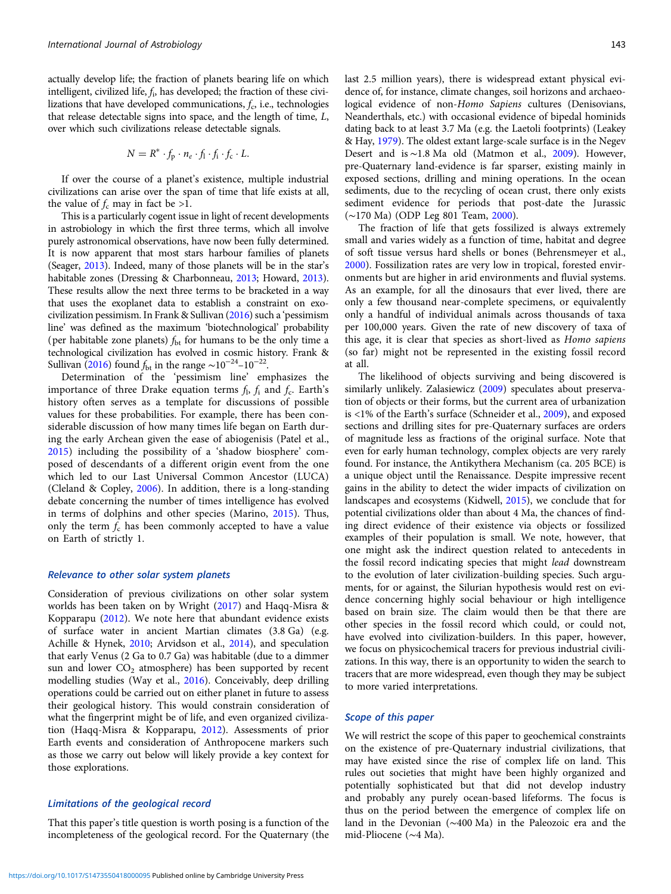actually develop life; the fraction of planets bearing life on which intelligent, civilized life, $f_i$, has developed; the fraction of these civilizations that have developed communications, $f_c$, i.e., technologies that release detectable signs into space, and the length of time, $L$, over which such civilizations release detectable signals.

$$N = R^* \cdot f_p \cdot n_e \cdot f_l \cdot f_i \cdot f_c \cdot L.$$

If over the course of a planet's existence, multiple industrial civilizations can arise over the span of time that life exists at all, the value of $f_c$ may in fact be >1.

This is a particularly cogent issue in light of recent developments in astrobiology in which the first three terms, which all involve purely astronomical observations, have now been fully determined. It is now apparent that most stars harbour families of planets (Seager, 2013). Indeed, many of those planets will be in the star's habitable zones (Dressing & Charbonneau, 2013; Howard, 2013). These results allow the next three terms to be bracketed in a way that uses the exoplanet data to establish a constraint on exo-civilization pessimism. In Frank & Sullivan (2016) such a 'pessimism line' was defined as the maximum 'biotechnological' probability (per habitable zone planets) $f_{bt}$ for humans to be the only time a technological civilization has evolved in cosmic history. Frank & Sullivan (2016) found $f_{bt}$ in the range $\sim 10^{-24}$–$10^{-22}$.

Determination of the 'pessimism line' emphasizes the importance of three Drake equation terms $f_l$, $f_i$ and $f_c$. Earth's history often serves as a template for discussions of possible values for these probabilities. For example, there has been considerable discussion of how many times life began on Earth during the early Archean given the ease of abiogenisis (Patel et al., 2015) including the possibility of a 'shadow biosphere' composed of descendants of a different origin event from the one which led to our Last Universal Common Ancestor (LUCA) (Cleland & Copley, 2006). In addition, there is a long-standing debate concerning the number of times intelligence has evolved in terms of dolphins and other species (Marino, 2015). Thus, only the term $f_c$ has been commonly accepted to have a value on Earth of strictly 1.

### Relevance to other solar system planets

Consideration of previous civilizations on other solar system worlds has been taken on by Wright (2017) and Haqq-Misra & Kopparapu (2012). We note here that abundant evidence exists of surface water in ancient Martian climates (3.8 Ga) (e.g. Achille & Hynek, 2010; Arvidson et al., 2014), and speculation that early Venus (2 Ga to 0.7 Ga) was habitable (due to a dimmer sun and lower $CO_2$ atmosphere) has been supported by recent modelling studies (Way et al., 2016). Conceivably, deep drilling operations could be carried out on either planet in future to assess their geological history. This would constrain consideration of what the fingerprint might be of life, and even organized civilization (Haqq-Misra & Kopparapu, 2012). Assessments of prior Earth events and consideration of Anthropocene markers such as those we carry out below will likely provide a key context for those explorations.

### Limitations of the geological record

That this paper's title question is worth posing is a function of the incompleteness of the geological record. For the Quaternary (the last 2.5 million years), there is widespread extant physical evidence of, for instance, climate changes, soil horizons and archaeological evidence of non-*Homo Sapiens* cultures (Denisovians, Neanderthals, etc.) with occasional evidence of bipedal hominids dating back to at least 3.7 Ma (e.g. the Laetoli footprints) (Leakey & Hay, 1979). The oldest extant large-scale surface is in the Negev Desert and is ~1.8 Ma old (Matmon et al., 2009). However, pre-Quaternary land-evidence is far sparser, existing mainly in exposed sections, drilling and mining operations. In the ocean sediments, due to the recycling of ocean crust, there only exists sediment evidence for periods that post-date the Jurassic (~170 Ma) (ODP Leg 801 Team, 2000).

The fraction of life that gets fossilized is always extremely small and varies widely as a function of time, habitat and degree of soft tissue versus hard shells or bones (Behrensmeyer et al., 2000). Fossilization rates are very low in tropical, forested environments but are higher in arid environments and fluvial systems. As an example, for all the dinosaurs that ever lived, there are only a few thousand near-complete specimens, or equivalently only a handful of individual animals across thousands of taxa per 100,000 years. Given the rate of new discovery of taxa of this age, it is clear that species as short-lived as *Homo sapiens* (so far) might not be represented in the existing fossil record at all.

The likelihood of objects surviving and being discovered is similarly unlikely. Zalasiewicz (2009) speculates about preservation of objects or their forms, but the current area of urbanization is <1% of the Earth's surface (Schneider et al., 2009), and exposed sections and drilling sites for pre-Quaternary surfaces are orders of magnitude less as fractions of the original surface. Note that even for early human technology, complex objects are very rarely found. For instance, the Antikythera Mechanism (ca. 205 BCE) is a unique object until the Renaissance. Despite impressive recent gains in the ability to detect the wider impacts of civilization on landscapes and ecosystems (Kidwell, 2015), we conclude that for potential civilizations older than about 4 Ma, the chances of finding direct evidence of their existence via objects or fossilized examples of their population is small. We note, however, that one might ask the indirect question related to antecedents in the fossil record indicating species that might *lead* downstream to the evolution of later civilization-building species. Such arguments, for or against, the Silurian hypothesis would rest on evidence concerning highly social behaviour or high intelligence based on brain size. The claim would then be that there are other species in the fossil record which could, or could not, have evolved into civilization-builders. In this paper, however, we focus on physicochemical tracers for previous industrial civilizations. In this way, there is an opportunity to widen the search to tracers that are more widespread, even though they may be subject to more varied interpretations.

### Scope of this paper

We will restrict the scope of this paper to geochemical constraints on the existence of pre-Quaternary industrial civilizations, that may have existed since the rise of complex life on land. This rules out societies that might have been highly organized and potentially sophisticated but that did not develop industry and probably any purely ocean-based lifeforms. The focus is thus on the period between the emergence of complex life on land in the Devonian (~400 Ma) in the Paleozoic era and the mid-Pliocene (~4 Ma).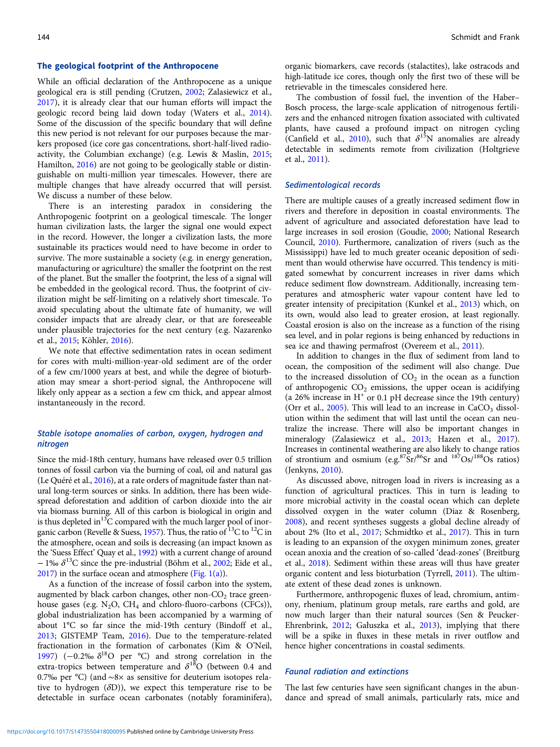## The geological footprint of the Anthropocene

While an official declaration of the Anthropocene as a unique geological era is still pending (Crutzen, 2002; Zalasiewicz et al., 2017), it is already clear that our human efforts will impact the geologic record being laid down today (Waters et al., 2014). Some of the discussion of the specific boundary that will define this new period is not relevant for our purposes because the markers proposed (ice core gas concentrations, short-half-lived radioactivity, the Columbian exchange) (e.g. Lewis & Maslin, 2015; Hamilton, 2016) are not going to be geologically stable or distinguishable on multi-million year timescales. However, there are multiple changes that have already occurred that will persist. We discuss a number of these below.

There is an interesting paradox in considering the Anthropogenic footprint on a geological timescale. The longer human civilization lasts, the larger the signal one would expect in the record. However, the longer a civilization lasts, the more sustainable its practices would need to have become in order to survive. The more sustainable a society (e.g. in energy generation, manufacturing or agriculture) the smaller the footprint on the rest of the planet. But the smaller the footprint, the less of a signal will be embedded in the geological record. Thus, the footprint of civilization might be self-limiting on a relatively short timescale. To avoid speculating about the ultimate fate of humanity, we will consider impacts that are already clear, or that are foreseeable under plausible trajectories for the next century (e.g. Nazarenko et al., 2015; Köhler, 2016).

We note that effective sedimentation rates in ocean sediment for cores with multi-million-year-old sediment are of the order of a few cm/1000 years at best, and while the degree of bioturbation may smear a short-period signal, the Anthropocene will likely only appear as a section a few cm thick, and appear almost instantaneously in the record.

### Stable isotope anomalies of carbon, oxygen, hydrogen and nitrogen

Since the mid-18th century, humans have released over 0.5 trillion tonnes of fossil carbon via the burning of coal, oil and natural gas (Le Quéré et al., 2016), at a rate orders of magnitude faster than natural long-term sources or sinks. In addition, there has been widespread deforestation and addition of carbon dioxide into the air via biomass burning. All of this carbon is biological in origin and is thus depleted in $^{13}C$ compared with the much larger pool of inorganic carbon (Revelle & Suess, 1957). Thus, the ratio of $^{13}C$ to $^{12}C$ in the atmosphere, ocean and soils is decreasing (an impact known as the 'Suess Effect' Quay et al., 1992) with a current change of around $-1‰$ $\delta^{13}C$ since the pre-industrial (Böhm et al., 2002; Eide et al., 2017) in the surface ocean and atmosphere (Fig. 1(a)).

As a function of the increase of fossil carbon into the system, augmented by black carbon changes, other non-$CO_2$ trace greenhouse gases (e.g. $N_2O$, $CH_4$ and chloro-fluoro-carbons (CFCs)), global industrialization has been accompanied by a warming of about 1°C so far since the mid-19th century (Bindoff et al., 2013; GISTEMP Team, 2016). Due to the temperature-related fractionation in the formation of carbonates (Kim & O'Neil, 1997) ($-0.2‰$ $\delta^{18}O$ per °C) and strong correlation in the extra-tropics between temperature and $\delta^{18}O$ (between 0.4 and 0.7‰ per °C) (and ∼8× as sensitive for deuterium isotopes relative to hydrogen ($\delta D$)), we expect this temperature rise to be detectable in surface ocean carbonates (notably foraminifera), organic biomarkers, cave records (stalactites), lake ostracods and high-latitude ice cores, though only the first two of these will be retrievable in the timescales considered here.

The combustion of fossil fuel, the invention of the Haber–Bosch process, the large-scale application of nitrogenous fertilizers and the enhanced nitrogen fixation associated with cultivated plants, have caused a profound impact on nitrogen cycling (Canfield et al., 2010), such that $\delta^{15}N$ anomalies are already detectable in sediments remote from civilization (Holtgrieve et al., 2011).

### Sedimentological records

There are multiple causes of a greatly increased sediment flow in rivers and therefore in deposition in coastal environments. The advent of agriculture and associated deforestation have lead to large increases in soil erosion (Goudie, 2000; National Research Council, 2010). Furthermore, canalization of rivers (such as the Mississippi) have led to much greater oceanic deposition of sediment than would otherwise have occurred. This tendency is mitigated somewhat by concurrent increases in river dams which reduce sediment flow downstream. Additionally, increasing temperatures and atmospheric water vapour content have led to greater intensity of precipitation (Kunkel et al., 2013) which, on its own, would also lead to greater erosion, at least regionally. Coastal erosion is also on the increase as a function of the rising sea level, and in polar regions is being enhanced by reductions in sea ice and thawing permafrost (Overeem et al., 2011).

In addition to changes in the flux of sediment from land to ocean, the composition of the sediment will also change. Due to the increased dissolution of $CO_2$ in the ocean as a function of anthropogenic $CO_2$ emissions, the upper ocean is acidifying (a 26% increase in $H^+$ or 0.1 pH decrease since the 19th century) (Orr et al., 2005). This will lead to an increase in $CaCO_3$ dissolution within the sediment that will last until the ocean can neutralize the increase. There will also be important changes in mineralogy (Zalasiewicz et al., 2013; Hazen et al., 2017). Increases in continental weathering are also likely to change ratios of strontium and osmium (e.g. $^{87}Sr/^{86}Sr$ and $^{187}Os/^{188}Os$ ratios) (Jenkyns, 2010).

As discussed above, nitrogen load in rivers is increasing as a function of agricultural practices. This in turn is leading to more microbial activity in the coastal ocean which can deplete dissolved oxygen in the water column (Diaz & Rosenberg, 2008), and recent syntheses suggests a global decline already of about 2% (Ito et al., 2017; Schmidtko et al., 2017). This in turn is leading to an expansion of the oxygen minimum zones, greater ocean anoxia and the creation of so-called 'dead-zones' (Breitburg et al., 2018). Sediment within these areas will thus have greater organic content and less bioturbation (Tyrrell, 2011). The ultimate extent of these dead zones is unknown.

Furthermore, anthropogenic fluxes of lead, chromium, antimony, rhenium, platinum group metals, rare earths and gold, are now much larger than their natural sources (Sen & Peucker-Ehrenbrink, 2012; Gałuszka et al., 2013), implying that there will be a spike in fluxes in these metals in river outflow and hence higher concentrations in coastal sediments.

### Faunal radiation and extinctions

The last few centuries have seen significant changes in the abundance and spread of small animals, particularly rats, mice and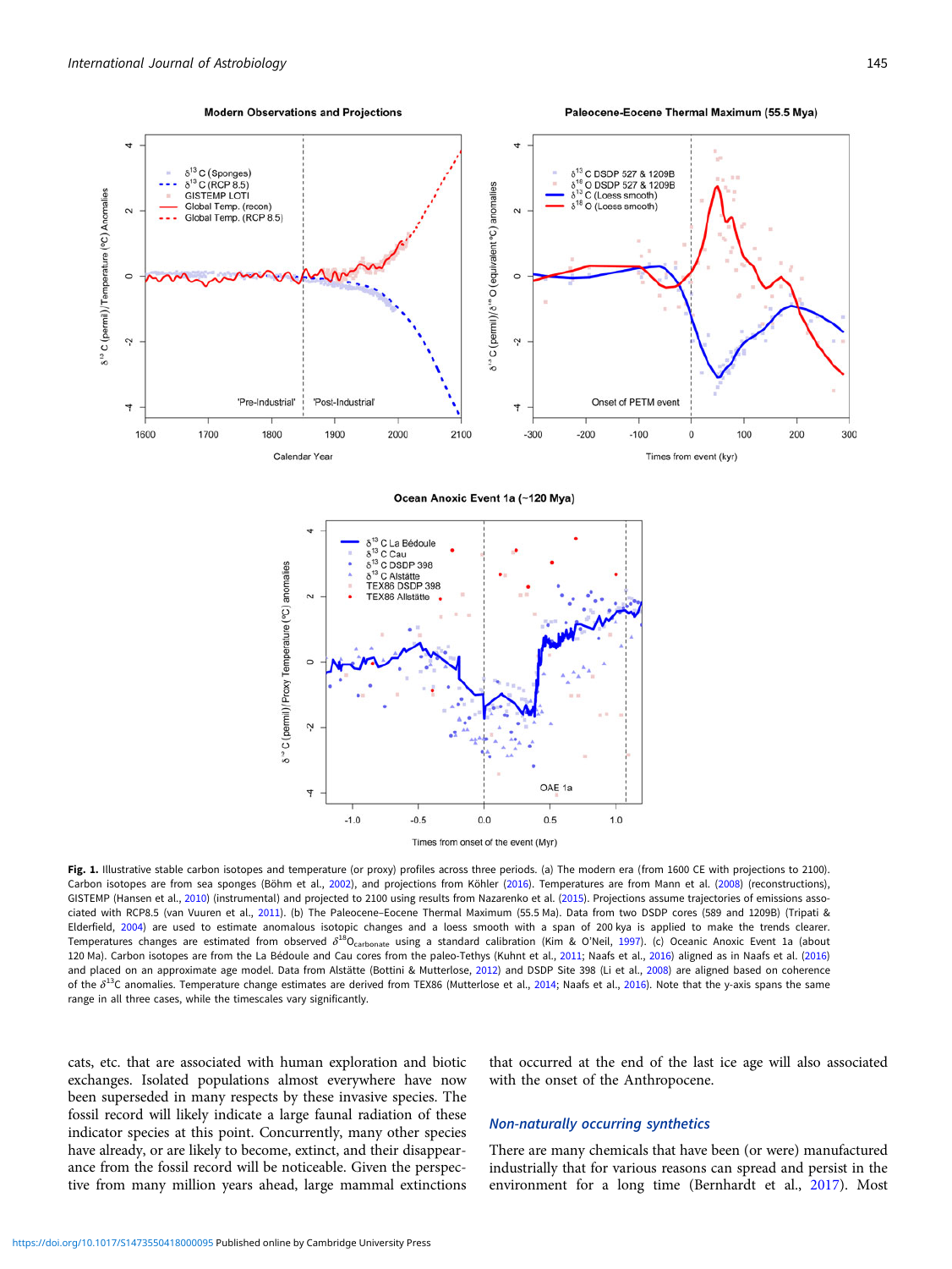**Fig. 1.** Illustrative stable carbon isotopes and temperature (or proxy) profiles across three periods. (a) The modern era (from 1600 CE with projections to 2100). Carbon isotopes are from sea sponges (Böhm et al., 2002), and projections from Köhler (2016). Temperatures are from Mann et al. (2008) (reconstructions), GISTEMP (Hansen et al., 2010) (instrumental) and projected to 2100 using results from Nazarenko et al. (2015). Projections assume trajectories of emissions associated with RCP8.5 (van Vuuren et al., 2011). (b) The Paleocene–Eocene Thermal Maximum (55.5 Ma). Data from two DSDP cores (589 and 1209B) (Tripati & Elderfield, 2004) are used to estimate anomalous isotopic changes and a loess smooth with a span of 200 kya is applied to make the trends clearer. Temperatures changes are estimated from observed $\delta^{18}O_{carbonate}$ using a standard calibration (Kim & O'Neil, 1997). (c) Oceanic Anoxic Event 1a (about 120 Ma). Carbon isotopes are from the La Bédoule and Cau cores from the paleo-Tethys (Kuhnt et al., 2011; Naafs et al., 2016) aligned as in Naafs et al. (2016) and placed on an approximate age model. Data from Alstätte (Bottini & Mutterlose, 2012) and DSDP Site 398 (Li et al., 2008) are aligned based on coherence of the $\delta^{13}C$ anomalies. Temperature change estimates are derived from TEX86 (Mutterlose et al., 2014; Naafs et al., 2016). Note that the y-axis spans the same range in all three cases, while the timescales vary significantly.

cats, etc. that are associated with human exploration and biotic exchanges. Isolated populations almost everywhere have now been superseded in many respects by these invasive species. The fossil record will likely indicate a large faunal radiation of these indicator species at this point. Concurrently, many other species have already, or are likely to become, extinct, and their disappearance from the fossil record will be noticeable. Given the perspective from many million years ahead, large mammal extinctions that occurred at the end of the last ice age will also associated with the onset of the Anthropocene.

### Non-naturally occurring synthetics

There are many chemicals that have been (or were) manufactured industrially that for various reasons can spread and persist in the environment for a long time (Bernhardt et al., 2017). Most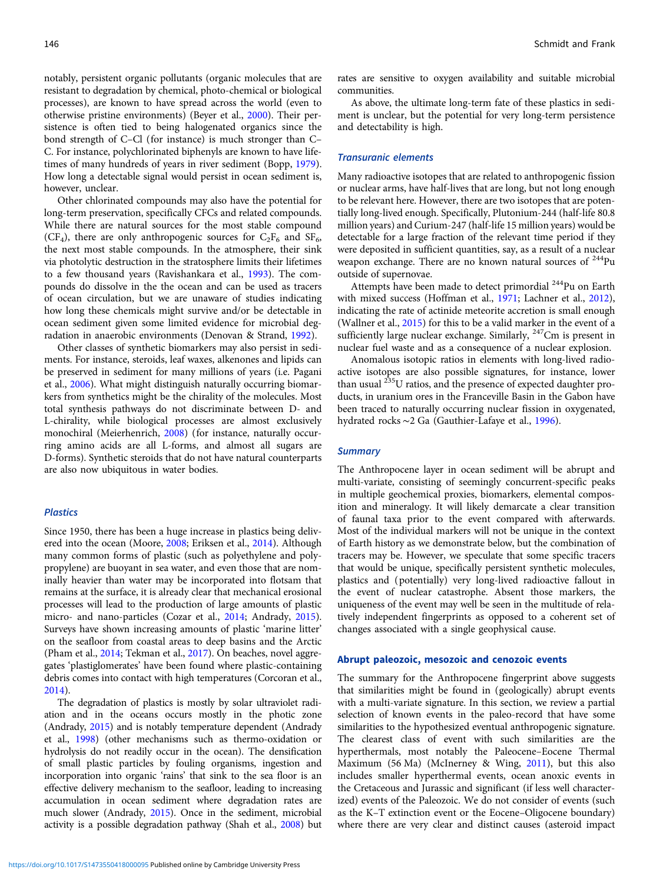notably, persistent organic pollutants (organic molecules that are resistant to degradation by chemical, photo-chemical or biological processes), are known to have spread across the world (even to otherwise pristine environments) (Beyer et al., 2000). Their persistence is often tied to being halogenated organics since the bond strength of C–Cl (for instance) is much stronger than C–C. For instance, polychlorinated biphenyls are known to have lifetimes of many hundreds of years in river sediment (Bopp, 1979). How long a detectable signal would persist in ocean sediment is, however, unclear.

Other chlorinated compounds may also have the potential for long-term preservation, specifically CFCs and related compounds. While there are natural sources for the most stable compound ($CF_4$), there are only anthropogenic sources for $C_2F_6$ and $SF_6$, the next most stable compounds. In the atmosphere, their sink via photolytic destruction in the stratosphere limits their lifetimes to a few thousand years (Ravishankara et al., 1993). The compounds do dissolve in the the ocean and can be used as tracers of ocean circulation, but we are unaware of studies indicating how long these chemicals might survive and/or be detectable in ocean sediment given some limited evidence for microbial degradation in anaerobic environments (Denovan & Strand, 1992).

Other classes of synthetic biomarkers may also persist in sediments. For instance, steroids, leaf waxes, alkenones and lipids can be preserved in sediment for many millions of years (i.e. Pagani et al., 2006). What might distinguish naturally occurring biomarkers from synthetics might be the chirality of the molecules. Most total synthesis pathways do not discriminate between D- and L-chirality, while biological processes are almost exclusively monochiral (Meierhenrich, 2008) (for instance, naturally occurring amino acids are all L-forms, and almost all sugars are D-forms). Synthetic steroids that do not have natural counterparts are also now ubiquitous in water bodies.

### Plastics

Since 1950, there has been a huge increase in plastics being delivered into the ocean (Moore, 2008; Eriksen et al., 2014). Although many common forms of plastic (such as polyethylene and polypropylene) are buoyant in sea water, and even those that are nominally heavier than water may be incorporated into flotsam that remains at the surface, it is already clear that mechanical erosional processes will lead to the production of large amounts of plastic micro- and nano-particles (Cozar et al., 2014; Andrady, 2015). Surveys have shown increasing amounts of plastic 'marine litter' on the seafloor from coastal areas to deep basins and the Arctic (Pham et al., 2014; Tekman et al., 2017). On beaches, novel aggregates 'plastiglomerates' have been found where plastic-containing debris comes into contact with high temperatures (Corcoran et al., 2014).

The degradation of plastics is mostly by solar ultraviolet radiation and in the oceans occurs mostly in the photic zone (Andrady, 2015) and is notably temperature dependent (Andrady et al., 1998) (other mechanisms such as thermo-oxidation or hydrolysis do not readily occur in the ocean). The densification of small plastic particles by fouling organisms, ingestion and incorporation into organic 'rains' that sink to the sea floor is an effective delivery mechanism to the seafloor, leading to increasing accumulation in ocean sediment where degradation rates are much slower (Andrady, 2015). Once in the sediment, microbial activity is a possible degradation pathway (Shah et al., 2008) but rates are sensitive to oxygen availability and suitable microbial communities.

As above, the ultimate long-term fate of these plastics in sediment is unclear, but the potential for very long-term persistence and detectability is high.

### Transuranic elements

Many radioactive isotopes that are related to anthropogenic fission or nuclear arms, have half-lives that are long, but not long enough to be relevant here. However, there are two isotopes that are potentially long-lived enough. Specifically, Plutonium-244 (half-life 80.8 million years) and Curium-247 (half-life 15 million years) would be detectable for a large fraction of the relevant time period if they were deposited in sufficient quantities, say, as a result of a nuclear weapon exchange. There are no known natural sources of $^{244}$Pu outside of supernovae.

Attempts have been made to detect primordial $^{244}$Pu on Earth with mixed success (Hoffman et al., 1971; Lachner et al., 2012), indicating the rate of actinide meteorite accretion is small enough (Wallner et al., 2015) for this to be a valid marker in the event of a sufficiently large nuclear exchange. Similarly, $^{247}$Cm is present in nuclear fuel waste and as a consequence of a nuclear explosion.

Anomalous isotopic ratios in elements with long-lived radioactive isotopes are also possible signatures, for instance, lower than usual $^{235}$U ratios, and the presence of expected daughter products, in uranium ores in the Franceville Basin in the Gabon have been traced to naturally occurring nuclear fission in oxygenated, hydrated rocks ~2 Ga (Gauthier-Lafaye et al., 1996).

### Summary

The Anthropocene layer in ocean sediment will be abrupt and multi-variate, consisting of seemingly concurrent-specific peaks in multiple geochemical proxies, biomarkers, elemental composition and mineralogy. It will likely demarcate a clear transition of faunal taxa prior to the event compared with afterwards. Most of the individual markers will not be unique in the context of Earth history as we demonstrate below, but the combination of tracers may be. However, we speculate that some specific tracers that would be unique, specifically persistent synthetic molecules, plastics and (potentially) very long-lived radioactive fallout in the event of nuclear catastrophe. Absent those markers, the uniqueness of the event may well be seen in the multitude of relatively independent fingerprints as opposed to a coherent set of changes associated with a single geophysical cause.

## Abrupt paleozoic, mesozoic and cenozoic events

The summary for the Anthropocene fingerprint above suggests that similarities might be found in (geologically) abrupt events with a multi-variate signature. In this section, we review a partial selection of known events in the paleo-record that have some similarities to the hypothesized eventual anthropogenic signature. The clearest class of event with such similarities are the hyperthermals, most notably the Paleocene–Eocene Thermal Maximum (56 Ma) (McInerney & Wing, 2011), but this also includes smaller hyperthermal events, ocean anoxic events in the Cretaceous and Jurassic and significant (if less well characterized) events of the Paleozoic. We do not consider of events (such as the K–T extinction event or the Eocene–Oligocene boundary) where there are very clear and distinct causes (asteroid impact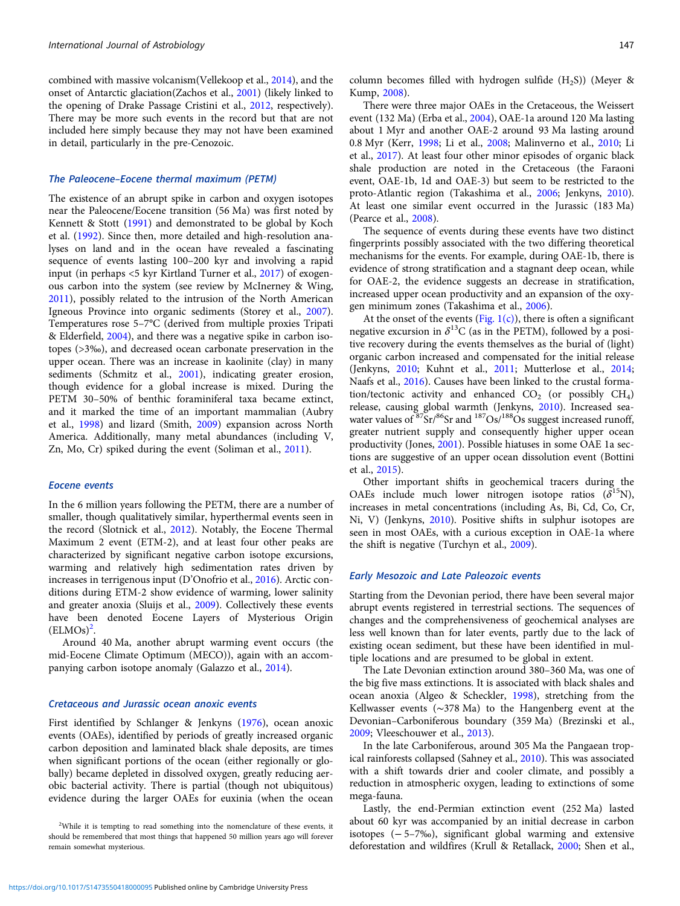combined with massive volcanism(Vellekoop et al., 2014), and the onset of Antarctic glaciation(Zachos et al., 2001) (likely linked to the opening of Drake Passage Cristini et al., 2012, respectively). There may be more such events in the record but that are not included here simply because they may not have been examined in detail, particularly in the pre-Cenozoic.

### The Paleocene–Eocene thermal maximum (PETM)

The existence of an abrupt spike in carbon and oxygen isotopes near the Paleocene/Eocene transition (56 Ma) was first noted by Kennett & Stott (1991) and demonstrated to be global by Koch et al. (1992). Since then, more detailed and high-resolution analyses on land and in the ocean have revealed a fascinating sequence of events lasting 100–200 kyr and involving a rapid input (in perhaps <5 kyr Kirtland Turner et al., 2017) of exogenous carbon into the system (see review by McInerney & Wing, 2011), possibly related to the intrusion of the North American Igneous Province into organic sediments (Storey et al., 2007). Temperatures rose 5–7°C (derived from multiple proxies Tripati & Elderfield, 2004), and there was a negative spike in carbon isotopes (>3‰), and decreased ocean carbonate preservation in the upper ocean. There was an increase in kaolinite (clay) in many sediments (Schmitz et al., 2001), indicating greater erosion, though evidence for a global increase is mixed. During the PETM 30–50% of benthic foraminiferal taxa became extinct, and it marked the time of an important mammalian (Aubry et al., 1998) and lizard (Smith, 2009) expansion across North America. Additionally, many metal abundances (including V, Zn, Mo, Cr) spiked during the event (Soliman et al., 2011).

### Eocene events

In the 6 million years following the PETM, there are a number of smaller, though qualitatively similar, hyperthermal events seen in the record (Slotnick et al., 2012). Notably, the Eocene Thermal Maximum 2 event (ETM-2), and at least four other peaks are characterized by significant negative carbon isotope excursions, warming and relatively high sedimentation rates driven by increases in terrigenous input (D'Onofrio et al., 2016). Arctic conditions during ETM-2 show evidence of warming, lower salinity and greater anoxia (Sluijs et al., 2009). Collectively these events have been denoted Eocene Layers of Mysterious Origin (ELMOs)[2].

Around 40 Ma, another abrupt warming event occurs (the mid-Eocene Climate Optimum (MECO)), again with an accompanying carbon isotope anomaly (Galazzo et al., 2014).

### Cretaceous and Jurassic ocean anoxic events

First identified by Schlanger & Jenkyns (1976), ocean anoxic events (OAEs), identified by periods of greatly increased organic carbon deposition and laminated black shale deposits, are times when significant portions of the ocean (either regionally or globally) became depleted in dissolved oxygen, greatly reducing aerobic bacterial activity. There is partial (though not ubiquitous) evidence during the larger OAEs for euxinia (when the ocean column becomes filled with hydrogen sulfide ($H_2S$)) (Meyer & Kump, 2008).

There were three major OAEs in the Cretaceous, the Weissert event (132 Ma) (Erba et al., 2004), OAE-1a around 120 Ma lasting about 1 Myr and another OAE-2 around 93 Ma lasting around 0.8 Myr (Kerr, 1998; Li et al., 2008; Malinverno et al., 2010; Li et al., 2017). At least four other minor episodes of organic black shale production are noted in the Cretaceous (the Faraoni event, OAE-1b, 1d and OAE-3) but seem to be restricted to the proto-Atlantic region (Takashima et al., 2006; Jenkyns, 2010). At least one similar event occurred in the Jurassic (183 Ma) (Pearce et al., 2008).

The sequence of events during these events have two distinct fingerprints possibly associated with the two differing theoretical mechanisms for the events. For example, during OAE-1b, there is evidence of strong stratification and a stagnant deep ocean, while for OAE-2, the evidence suggests an decrease in stratification, increased upper ocean productivity and an expansion of the oxygen minimum zones (Takashima et al., 2006).

At the onset of the events (Fig. 1(c)), there is often a significant negative excursion in $\delta^{13}C$ (as in the PETM), followed by a positive recovery during the events themselves as the burial of (light) organic carbon increased and compensated for the initial release (Jenkyns, 2010; Kuhnt et al., 2011; Mutterlose et al., 2014; Naafs et al., 2016). Causes have been linked to the crustal formation/tectonic activity and enhanced $CO_2$ (or possibly $CH_4$) release, causing global warmth (Jenkyns, 2010). Increased seawater values of $^{87}Sr/^{86}Sr$ and $^{187}Os/^{188}Os$ suggest increased runoff, greater nutrient supply and consequently higher upper ocean productivity (Jones, 2001). Possible hiatuses in some OAE 1a sections are suggestive of an upper ocean dissolution event (Bottini et al., 2015).

Other important shifts in geochemical tracers during the OAEs include much lower nitrogen isotope ratios ($\delta^{15}N$), increases in metal concentrations (including As, Bi, Cd, Co, Cr, Ni, V) (Jenkyns, 2010). Positive shifts in sulphur isotopes are seen in most OAEs, with a curious exception in OAE-1a where the shift is negative (Turchyn et al., 2009).

### Early Mesozoic and Late Paleozoic events

Starting from the Devonian period, there have been several major abrupt events registered in terrestrial sections. The sequences of changes and the comprehensiveness of geochemical analyses are less well known than for later events, partly due to the lack of existing ocean sediment, but these have been identified in multiple locations and are presumed to be global in extent.

The Late Devonian extinction around 380–360 Ma, was one of the big five mass extinctions. It is associated with black shales and ocean anoxia (Algeo & Scheckler, 1998), stretching from the Kellwasser events (~378 Ma) to the Hangenberg event at the Devonian–Carboniferous boundary (359 Ma) (Brezinski et al., 2009; Vleeschouwer et al., 2013).

In the late Carboniferous, around 305 Ma the Pangaean tropical rainforests collapsed (Sahney et al., 2010). This was associated with a shift towards drier and cooler climate, and possibly a reduction in atmospheric oxygen, leading to extinctions of some mega-fauna.

Lastly, the end-Permian extinction event (252 Ma) lasted about 60 kyr was accompanied by an initial decrease in carbon isotopes (− 5–7‰), significant global warming and extensive deforestation and wildfires (Krull & Retallack, 2000; Shen et al.,

[2] While it is tempting to read something into the nomenclature of these events, it should be remembered that most things that happened 50 million years ago will forever remain somewhat mysterious.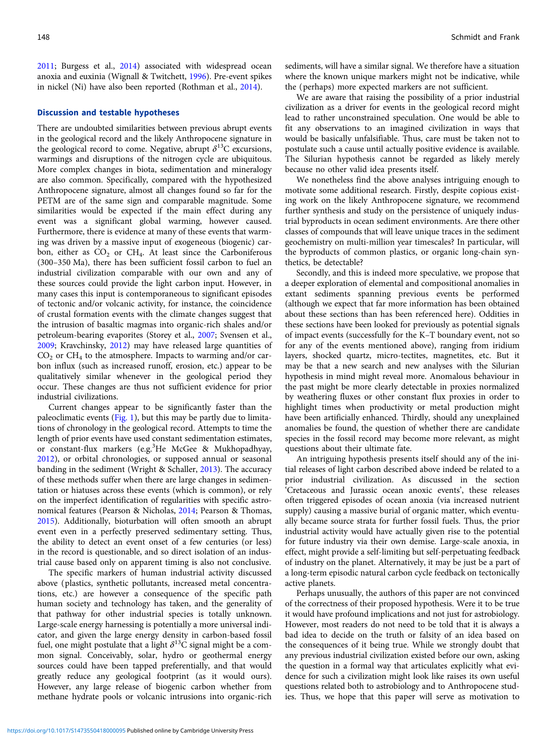2011; Burgess et al., 2014) associated with widespread ocean anoxia and euxinia (Wignall & Twitchett, 1996). Pre-event spikes in nickel (Ni) have also been reported (Rothman et al., 2014).

## Discussion and testable hypotheses

There are undoubted similarities between previous abrupt events in the geological record and the likely Anthropocene signature in the geological record to come. Negative, abrupt $\delta^{13}C$ excursions, warmings and disruptions of the nitrogen cycle are ubiquitous. More complex changes in biota, sedimentation and mineralogy are also common. Specifically, compared with the hypothesized Anthropocene signature, almost all changes found so far for the PETM are of the same sign and comparable magnitude. Some similarities would be expected if the main effect during any event was a significant global warming, however caused. Furthermore, there is evidence at many of these events that warming was driven by a massive input of exogeneous (biogenic) carbon, either as $CO_2$ or $CH_4$. At least since the Carboniferous (300–350 Ma), there has been sufficient fossil carbon to fuel an industrial civilization comparable with our own and any of these sources could provide the light carbon input. However, in many cases this input is contemporaneous to significant episodes of tectonic and/or volcanic activity, for instance, the coincidence of crustal formation events with the climate changes suggest that the intrusion of basaltic magmas into organic-rich shales and/or petroleum-bearing evaporites (Storey et al., 2007; Svensen et al., 2009; Kravchinsky, 2012) may have released large quantities of $CO_2$ or $CH_4$ to the atmosphere. Impacts to warming and/or carbon influx (such as increased runoff, erosion, etc.) appear to be qualitatively similar whenever in the geological period they occur. These changes are thus not sufficient evidence for prior industrial civilizations.

Current changes appear to be significantly faster than the paleoclimatic events (Fig. 1), but this may be partly due to limitations of chronology in the geological record. Attempts to time the length of prior events have used constant sedimentation estimates, or constant-flux markers (e.g. $^3$He McGee & Mukhopadhyay, 2012), or orbital chronologies, or supposed annual or seasonal banding in the sediment (Wright & Schaller, 2013). The accuracy of these methods suffer when there are large changes in sedimentation or hiatuses across these events (which is common), or rely on the imperfect identification of regularities with specific astronomical features (Pearson & Nicholas, 2014; Pearson & Thomas, 2015). Additionally, bioturbation will often smooth an abrupt event even in a perfectly preserved sedimentary setting. Thus, the ability to detect an event onset of a few centuries (or less) in the record is questionable, and so direct isolation of an industrial cause based only on apparent timing is also not conclusive.

The specific markers of human industrial activity discussed above (plastics, synthetic pollutants, increased metal concentrations, etc.) are however a consequence of the specific path human society and technology has taken, and the generality of that pathway for other industrial species is totally unknown. Large-scale energy harnessing is potentially a more universal indicator, and given the large energy density in carbon-based fossil fuel, one might postulate that a light $\delta^{13}C$ signal might be a common signal. Conceivably, solar, hydro or geothermal energy sources could have been tapped preferentially, and that would greatly reduce any geological footprint (as it would ours). However, any large release of biogenic carbon whether from methane hydrate pools or volcanic intrusions into organic-rich sediments, will have a similar signal. We therefore have a situation where the known unique markers might not be indicative, while the (perhaps) more expected markers are not sufficient.

We are aware that raising the possibility of a prior industrial civilization as a driver for events in the geological record might lead to rather unconstrained speculation. One would be able to fit any observations to an imagined civilization in ways that would be basically unfalsifiable. Thus, care must be taken not to postulate such a cause until actually positive evidence is available. The Silurian hypothesis cannot be regarded as likely merely because no other valid idea presents itself.

We nonetheless find the above analyses intriguing enough to motivate some additional research. Firstly, despite copious existing work on the likely Anthropocene signature, we recommend further synthesis and study on the persistence of uniquely industrial byproducts in ocean sediment environments. Are there other classes of compounds that will leave unique traces in the sediment geochemistry on multi-million year timescales? In particular, will the byproducts of common plastics, or organic long-chain synthetics, be detectable?

Secondly, and this is indeed more speculative, we propose that a deeper exploration of elemental and compositional anomalies in extant sediments spanning previous events be performed (although we expect that far more information has been obtained about these sections than has been referenced here). Oddities in these sections have been looked for previously as potential signals of impact events (successfully for the K–T boundary event, not so for any of the events mentioned above), ranging from iridium layers, shocked quartz, micro-tectites, magnetites, etc. But it may be that a new search and new analyses with the Silurian hypothesis in mind might reveal more. Anomalous behaviour in the past might be more clearly detectable in proxies normalized by weathering fluxes or other constant flux proxies in order to highlight times when productivity or metal production might have been artificially enhanced. Thirdly, should any unexplained anomalies be found, the question of whether there are candidate species in the fossil record may become more relevant, as might questions about their ultimate fate.

An intriguing hypothesis presents itself should any of the initial releases of light carbon described above indeed be related to a prior industrial civilization. As discussed in the section 'Cretaceous and Jurassic ocean anoxic events', these releases often triggered episodes of ocean anoxia (via increased nutrient supply) causing a massive burial of organic matter, which eventually became source strata for further fossil fuels. Thus, the prior industrial activity would have actually given rise to the potential for future industry via their own demise. Large-scale anoxia, in effect, might provide a self-limiting but self-perpetuating feedback of industry on the planet. Alternatively, it may be just be a part of a long-term episodic natural carbon cycle feedback on tectonically active planets.

Perhaps unusually, the authors of this paper are not convinced of the correctness of their proposed hypothesis. Were it to be true it would have profound implications and not just for astrobiology. However, most readers do not need to be told that it is always a bad idea to decide on the truth or falsity of an idea based on the consequences of it being true. While we strongly doubt that any previous industrial civilization existed before our own, asking the question in a formal way that articulates explicitly what evidence for such a civilization might look like raises its own useful questions related both to astrobiology and to Anthropocene studies. Thus, we hope that this paper will serve as motivation to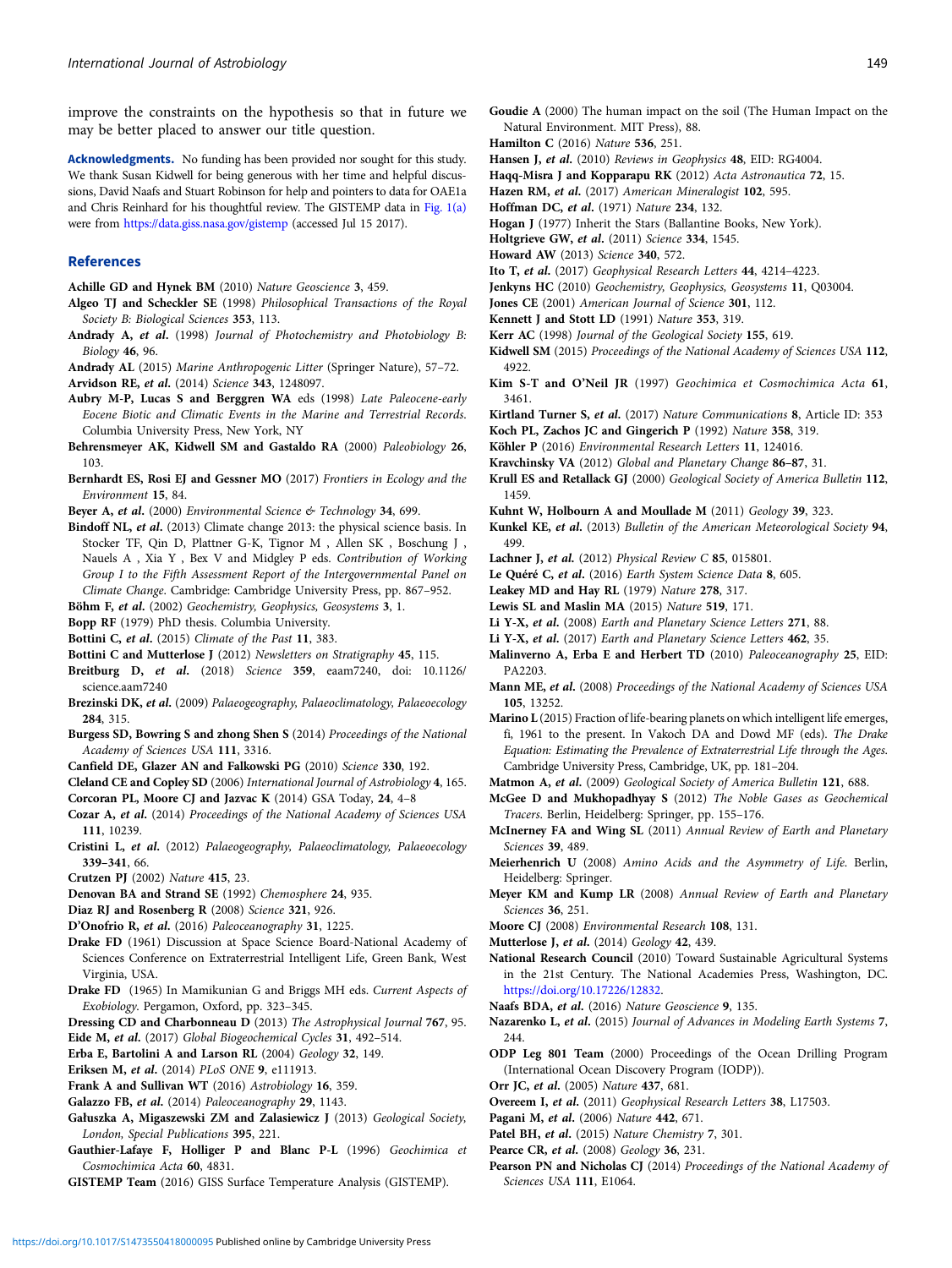improve the constraints on the hypothesis so that in future we may be better placed to answer our title question.

**Acknowledgments.** No funding has been provided nor sought for this study. We thank Susan Kidwell for being generous with her time and helpful discussions, David Naafs and Stuart Robinson for help and pointers to data for OAE1a and Chris Reinhard for his thoughtful review. The GISTEMP data in Fig. 1(a) were from https://data.giss.nasa.gov/gistemp (accessed Jul 15 2017).

## References

**Achille GD and Hynek BM** (2010) *Nature Geoscience* **3**, 459.

**Algeo TJ and Scheckler SE** (1998) *Philosophical Transactions of the Royal Society B: Biological Sciences* **353**, 113.

**Andrady A, et al.** (1998) *Journal of Photochemistry and Photobiology B: Biology* **46**, 96.

**Andrady AL** (2015) *Marine Anthropogenic Litter* (Springer Nature), 57–72.

**Arvidson RE, et al.** (2014) *Science* **343**, 1248097.

**Aubry M-P, Lucas S and Berggren WA** eds (1998) *Late Paleocene-early Eocene Biotic and Climatic Events in the Marine and Terrestrial Records*. Columbia University Press, New York, NY

**Behrensmeyer AK, Kidwell SM and Gastaldo RA** (2000) *Paleobiology* **26**, 103.

**Bernhardt ES, Rosi EJ and Gessner MO** (2017) *Frontiers in Ecology and the Environment* **15**, 84.

**Beyer A, et al.** (2000) *Environmental Science & Technology* **34**, 699.

**Bindoff NL, et al.** (2013) Climate change 2013: the physical science basis. In Stocker TF, Qin D, Plattner G-K, Tignor M , Allen SK , Boschung J , Nauels A , Xia Y , Bex V and Midgley P eds. *Contribution of Working Group I to the Fifth Assessment Report of the Intergovernmental Panel on Climate Change*. Cambridge: Cambridge University Press, pp. 867–952.

**Böhm F, et al.** (2002) *Geochemistry, Geophysics, Geosystems* **3**, 1.

**Bopp RF** (1979) PhD thesis. Columbia University.

**Bottini C, et al.** (2015) *Climate of the Past* **11**, 383.

**Bottini C and Mutterlose J** (2012) *Newsletters on Stratigraphy* **45**, 115.

**Breitburg D, et al.** (2018) *Science* **359**, eaam7240, doi: 10.1126/science.aam7240

**Brezinski DK, et al.** (2009) *Palaeogeography, Palaeoclimatology, Palaeoecology* **284**, 315.

**Burgess SD, Bowring S and zhong Shen S** (2014) *Proceedings of the National Academy of Sciences USA* **111**, 3316.

**Canfield DE, Glazer AN and Falkowski PG** (2010) *Science* **330**, 192.

**Cleland CE and Copley SD** (2006) *International Journal of Astrobiology* **4**, 165.

**Corcoran PL, Moore CJ and Jazvac K** (2014) GSA Today, **24**, 4–8

**Cozar A, et al.** (2014) *Proceedings of the National Academy of Sciences USA* **111**, 10239.

**Cristini L, et al.** (2012) *Palaeogeography, Palaeoclimatology, Palaeoecology* **339–341**, 66.

**Crutzen PJ** (2002) *Nature* **415**, 23.

**Denovan BA and Strand SE** (1992) *Chemosphere* **24**, 935.

**Diaz RJ and Rosenberg R** (2008) *Science* **321**, 926.

**D'Onofrio R, et al.** (2016) *Paleoceanography* **31**, 1225.

**Drake FD** (1961) Discussion at Space Science Board-National Academy of Sciences Conference on Extraterrestrial Intelligent Life, Green Bank, West Virginia, USA.

**Drake FD** (1965) In Mamikunian G and Briggs MH eds. *Current Aspects of Exobiology*. Pergamon, Oxford, pp. 323–345.

**Dressing CD and Charbonneau D** (2013) *The Astrophysical Journal* **767**, 95.

**Eide M, et al.** (2017) *Global Biogeochemical Cycles* **31**, 492–514.

**Erba E, Bartolini A and Larson RL** (2004) *Geology* **32**, 149.

**Eriksen M, et al.** (2014) *PLoS ONE* **9**, e111913.

**Frank A and Sullivan WT** (2016) *Astrobiology* **16**, 359.

**Galazzo FB, et al.** (2014) *Paleoceanography* **29**, 1143.

**Gałuszka A, Migaszewski ZM and Zalasiewicz J** (2013) *Geological Society, London, Special Publications* **395**, 221.

**Gauthier-Lafaye F, Holliger P and Blanc P-L** (1996) *Geochimica et Cosmochimica Acta* **60**, 4831.

**GISTEMP Team** (2016) GISS Surface Temperature Analysis (GISTEMP).

**Goudie A** (2000) The human impact on the soil (The Human Impact on the Natural Environment. MIT Press), 88.

**Hamilton C** (2016) *Nature* **536**, 251.

**Hansen J, et al.** (2010) *Reviews in Geophysics* **48**, EID: RG4004.

**Haqq-Misra J and Kopparapu RK** (2012) *Acta Astronautica* **72**, 15.

**Hazen RM, et al.** (2017) *American Mineralogist* **102**, 595.

**Hoffman DC, et al.** (1971) *Nature* **234**, 132.

**Hogan J** (1977) Inherit the Stars (Ballantine Books, New York).

**Holtgrieve GW, et al.** (2011) *Science* **334**, 1545.

**Howard AW** (2013) *Science* **340**, 572.

**Ito T, et al.** (2017) *Geophysical Research Letters* **44**, 4214–4223.

**Jenkyns HC** (2010) *Geochemistry, Geophysics, Geosystems* **11**, Q03004.

**Jones CE** (2001) *American Journal of Science* **301**, 112.

**Kennett J and Stott LD** (1991) *Nature* **353**, 319.

**Kerr AC** (1998) *Journal of the Geological Society* **155**, 619.

**Kidwell SM** (2015) *Proceedings of the National Academy of Sciences USA* **112**, 4922.

**Kim S-T and O'Neil JR** (1997) *Geochimica et Cosmochimica Acta* **61**, 3461.

**Kirtland Turner S, et al.** (2017) *Nature Communications* **8**, Article ID: 353

**Koch PL, Zachos JC and Gingerich P** (1992) *Nature* **358**, 319.

**Köhler P** (2016) *Environmental Research Letters* **11**, 124016.

**Kravchinsky VA** (2012) *Global and Planetary Change* **86–87**, 31.

**Krull ES and Retallack GJ** (2000) *Geological Society of America Bulletin* **112**, 1459.

**Kuhnt W, Holbourn A and Moullade M** (2011) *Geology* **39**, 323.

**Kunkel KE, et al.** (2013) *Bulletin of the American Meteorological Society* **94**, 499.

**Lachner J, et al.** (2012) *Physical Review C* **85**, 015801.

**Le Quéré C, et al.** (2016) *Earth System Science Data* **8**, 605.

**Leakey MD and Hay RL** (1979) *Nature* **278**, 317.

**Lewis SL and Maslin MA** (2015) *Nature* **519**, 171.

**Li Y-X, et al.** (2008) *Earth and Planetary Science Letters* **271**, 88.

**Li Y-X, et al.** (2017) *Earth and Planetary Science Letters* **462**, 35.

**Malinverno A, Erba E and Herbert TD** (2010) *Paleoceanography* **25**, EID: PA2203.

**Mann ME, et al.** (2008) *Proceedings of the National Academy of Sciences USA* **105**, 13252.

**Marino L** (2015) Fraction of life-bearing planets on which intelligent life emerges, fi, 1961 to the present. In Vakoch DA and Dowd MF (eds). *The Drake Equation: Estimating the Prevalence of Extraterrestrial Life through the Ages*. Cambridge University Press, Cambridge, UK, pp. 181–204.

**Matmon A, et al.** (2009) *Geological Society of America Bulletin* **121**, 688.

**McGee D and Mukhopadhyay S** (2012) *The Noble Gases as Geochemical Tracers*. Berlin, Heidelberg: Springer, pp. 155–176.

**McInerney FA and Wing SL** (2011) *Annual Review of Earth and Planetary Sciences* **39**, 489.

**Meierhenrich U** (2008) *Amino Acids and the Asymmetry of Life*. Berlin, Heidelberg: Springer.

**Meyer KM and Kump LR** (2008) *Annual Review of Earth and Planetary Sciences* **36**, 251.

**Moore CJ** (2008) *Environmental Research* **108**, 131.

**Mutterlose J, et al.** (2014) *Geology* **42**, 439.

**National Research Council** (2010) Toward Sustainable Agricultural Systems in the 21st Century. The National Academies Press, Washington, DC. https://doi.org/10.17226/12832.

**Naafs BDA, et al.** (2016) *Nature Geoscience* **9**, 135.

**Nazarenko L, et al.** (2015) *Journal of Advances in Modeling Earth Systems* **7**, 244.

**ODP Leg 801 Team** (2000) Proceedings of the Ocean Drilling Program (International Ocean Discovery Program (IODP)).

**Orr JC, et al.** (2005) *Nature* **437**, 681.

**Overeem I, et al.** (2011) *Geophysical Research Letters* **38**, L17503.

**Pagani M, et al.** (2006) *Nature* **442**, 671.

**Patel BH, et al.** (2015) *Nature Chemistry* **7**, 301.

**Pearce CR, et al.** (2008) *Geology* **36**, 231.

**Pearson PN and Nicholas CJ** (2014) *Proceedings of the National Academy of Sciences USA* **111**, E1064.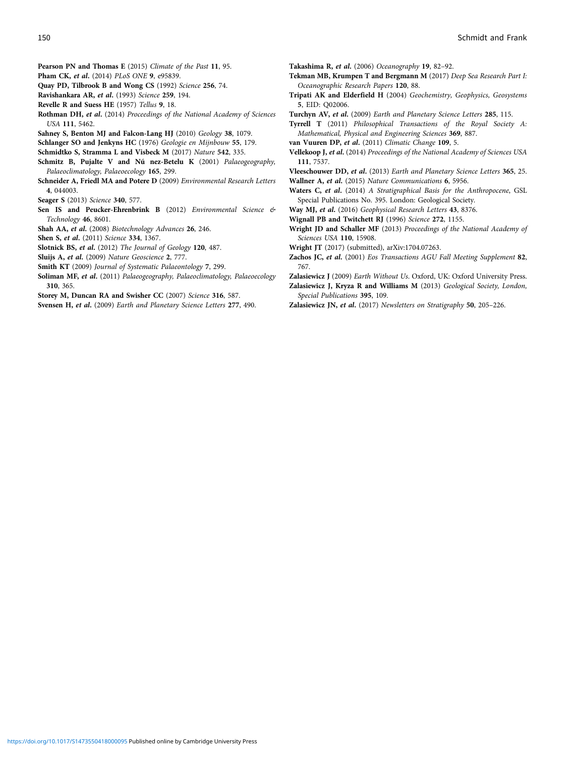**Pearson PN and Thomas E** (2015) *Climate of the Past* **11**, 95.

**Pham CK, *et al*.** (2014) *PLoS ONE* **9**, e95839.

**Quay PD, Tilbrook B and Wong CS** (1992) *Science* **256**, 74.

**Ravishankara AR, *et al*.** (1993) *Science* **259**, 194.

**Revelle R and Suess HE** (1957) *Tellus* **9**, 18.

**Rothman DH, *et al*.** (2014) *Proceedings of the National Academy of Sciences USA* **111**, 5462.

**Sahney S, Benton MJ and Falcon-Lang HJ** (2010) *Geology* **38**, 1079.

**Schlanger SO and Jenkyns HC** (1976) *Geologie en Mijnbouw* **55**, 179.

**Schmidtko S, Stramma L and Visbeck M** (2017) *Nature* **542**, 335.

**Schmitz B, Pujalte V and Nú nez-Betelu K** (2001) *Palaeogeography, Palaeoclimatology, Palaeoecology* **165**, 299.

**Schneider A, Friedl MA and Potere D** (2009) *Environmental Research Letters* **4**, 044003.

**Seager S** (2013) *Science* **340**, 577.

**Sen IS and Peucker-Ehrenbrink B** (2012) *Environmental Science & Technology* **46**, 8601.

**Shah AA, *et al*.** (2008) *Biotechnology Advances* **26**, 246.

**Shen S, *et al*.** (2011) *Science* **334**, 1367.

**Slotnick BS, *et al*.** (2012) *The Journal of Geology* **120**, 487.

**Sluijs A, *et al*.** (2009) *Nature Geoscience* **2**, 777.

**Smith KT** (2009) *Journal of Systematic Palaeontology* **7**, 299.

**Soliman MF, *et al*.** (2011) *Palaeogeography, Palaeoclimatology, Palaeoecology* **310**, 365.

**Storey M, Duncan RA and Swisher CC** (2007) *Science* **316**, 587.

**Svensen H, *et al*.** (2009) *Earth and Planetary Science Letters* **277**, 490.

**Takashima R, *et al*.** (2006) *Oceanography* **19**, 82–92.

**Tekman MB, Krumpen T and Bergmann M** (2017) *Deep Sea Research Part I: Oceanographic Research Papers* **120**, 88.

**Tripati AK and Elderfield H** (2004) *Geochemistry, Geophysics, Geosystems* **5**, EID: Q02006.

**Turchyn AV, *et al*.** (2009) *Earth and Planetary Science Letters* **285**, 115.

**Tyrrell T** (2011) *Philosophical Transactions of the Royal Society A: Mathematical, Physical and Engineering Sciences* **369**, 887.

**van Vuuren DP, *et al*.** (2011) *Climatic Change* **109**, 5.

**Vellekoop J, *et al*.** (2014) *Proceedings of the National Academy of Sciences USA* **111**, 7537.

**Vleeschouwer DD, *et al*.** (2013) *Earth and Planetary Science Letters* **365**, 25.

**Wallner A, *et al*.** (2015) *Nature Communications* **6**, 5956.

**Waters C, *et al*.** (2014) *A Stratigraphical Basis for the Anthropocene*, GSL Special Publications No. 395. London: Geological Society.

**Way MJ, *et al*.** (2016) *Geophysical Research Letters* **43**, 8376.

**Wignall PB and Twitchett RJ** (1996) *Science* **272**, 1155.

**Wright JD and Schaller MF** (2013) *Proceedings of the National Academy of Sciences USA* **110**, 15908.

**Wright JT** (2017) (submitted), arXiv:1704.07263.

**Zachos JC, *et al*.** (2001) *Eos Transactions AGU Fall Meeting Supplement* **82**, 767.

**Zalasiewicz J** (2009) *Earth Without Us*. Oxford, UK: Oxford University Press.

**Zalasiewicz J, Kryza R and Williams M** (2013) *Geological Society, London, Special Publications* **395**, 109.

**Zalasiewicz JN, *et al*.** (2017) *Newsletters on Stratigraphy* **50**, 205–226.